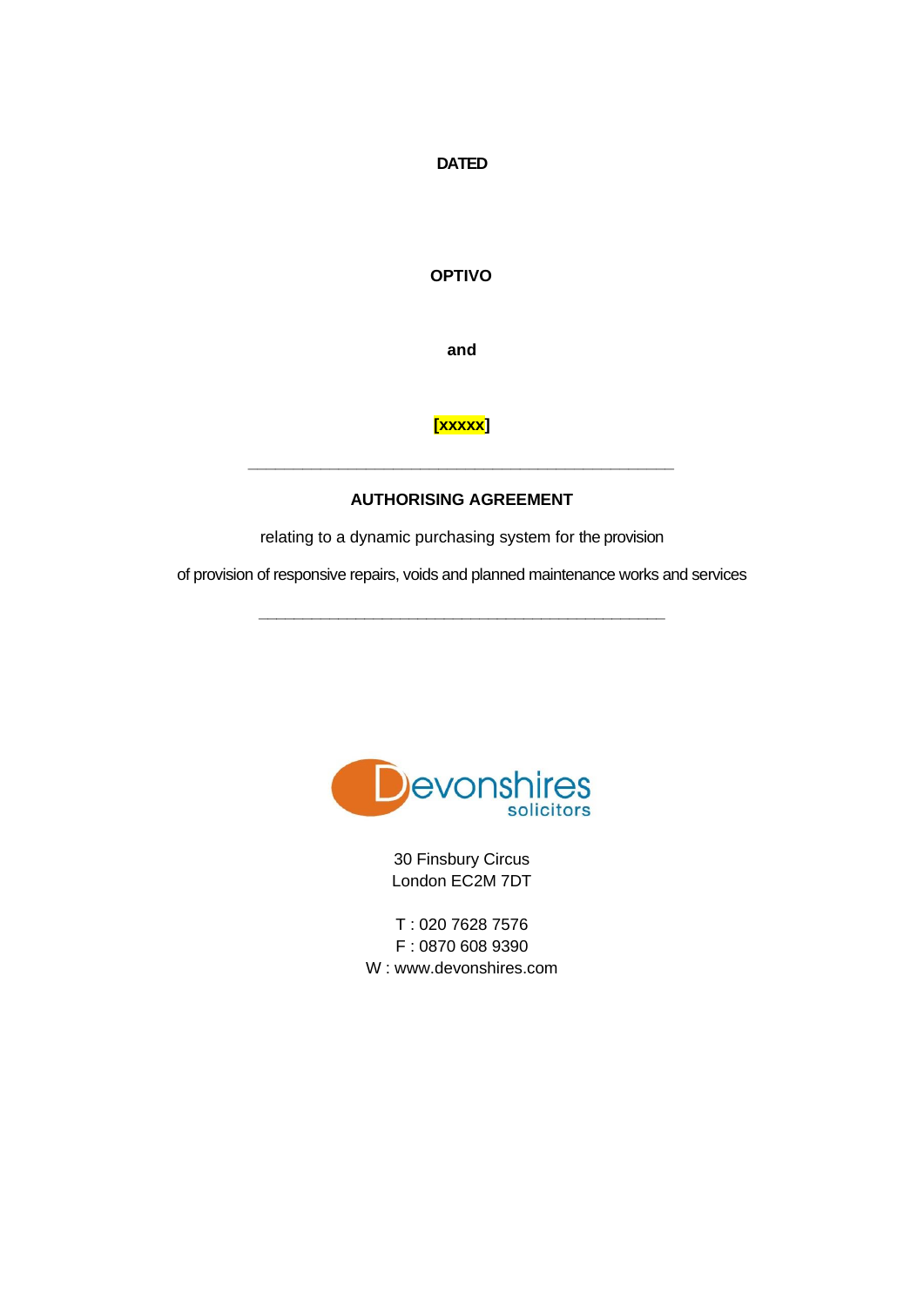**DATED**

**OPTIVO**

**and**

**[xxxxx]**

---

**AUTHORISING AGREEMENT**

relating to a dynamic purchasing system for the provision

of provision of responsive repairs, voids and planned maintenance works and services

---

Devonshires solicitors

30 Finsbury Circus
London EC2M 7DT

T : 020 7628 7576
F : 0870 608 9390
W : www.devonshires.com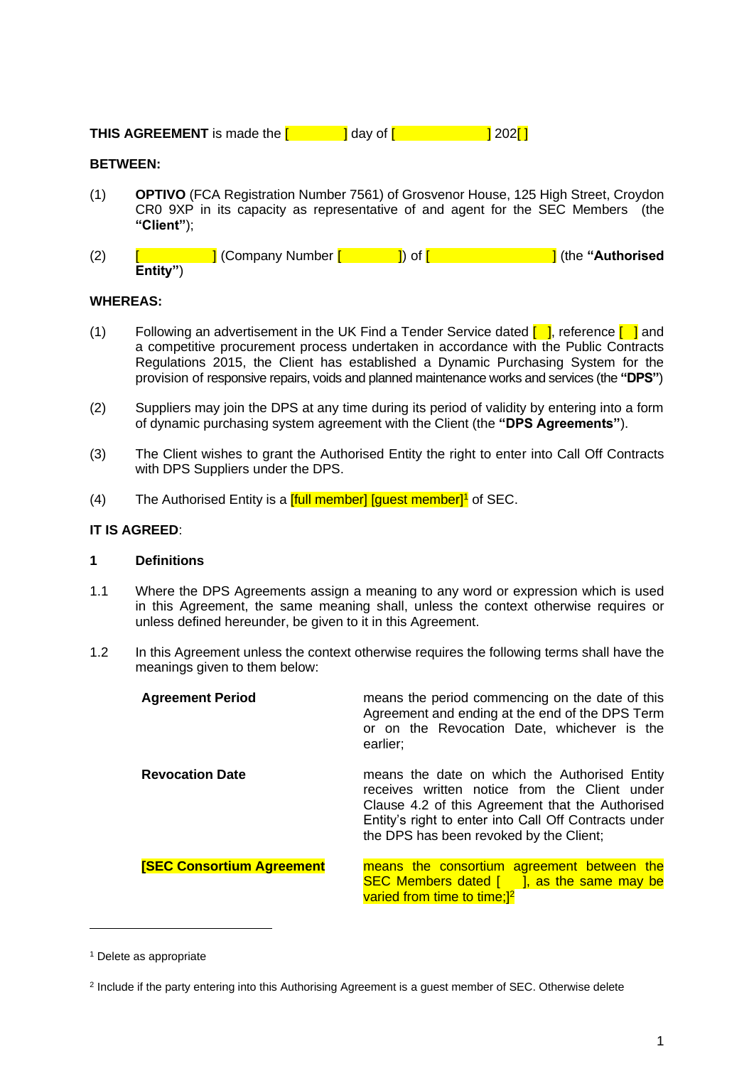**THIS AGREEMENT** is made the [          ] day of [               ] 202[ ]

**BETWEEN:**

(1) **OPTIVO** (FCA Registration Number 7561) of Grosvenor House, 125 High Street, Croydon CR0 9XP in its capacity as representative of and agent for the SEC Members (the **"Client"**);

(2) [            ] (Company Number [          ]) of [                    ] (the **"Authorised Entity"**)

**WHEREAS:**

(1) Following an advertisement in the UK Find a Tender Service dated [ ], reference [ ] and a competitive procurement process undertaken in accordance with the Public Contracts Regulations 2015, the Client has established a Dynamic Purchasing System for the provision of responsive repairs, voids and planned maintenance works and services (the **"DPS"**)

(2) Suppliers may join the DPS at any time during its period of validity by entering into a form of dynamic purchasing system agreement with the Client (the **"DPS Agreements"**).

(3) The Client wishes to grant the Authorised Entity the right to enter into Call Off Contracts with DPS Suppliers under the DPS.

(4) The Authorised Entity is a [full member] [guest member][1] of SEC.

**IT IS AGREED**:

**1 Definitions**

1.1 Where the DPS Agreements assign a meaning to any word or expression which is used in this Agreement, the same meaning shall, unless the context otherwise requires or unless defined hereunder, be given to it in this Agreement.

1.2 In this Agreement unless the context otherwise requires the following terms shall have the meanings given to them below:

| | |
|---|---|
| **Agreement Period** | means the period commencing on the date of this Agreement and ending at the end of the DPS Term or on the Revocation Date, whichever is the earlier; |
| **Revocation Date** | means the date on which the Authorised Entity receives written notice from the Client under Clause 4.2 of this Agreement that the Authorised Entity's right to enter into Call Off Contracts under the DPS has been revoked by the Client; |
| **[SEC Consortium Agreement** | means the consortium agreement between the SEC Members dated [     ], as the same may be varied from time to time;][2] |

[1] Delete as appropriate

[2] Include if the party entering into this Authorising Agreement is a guest member of SEC. Otherwise delete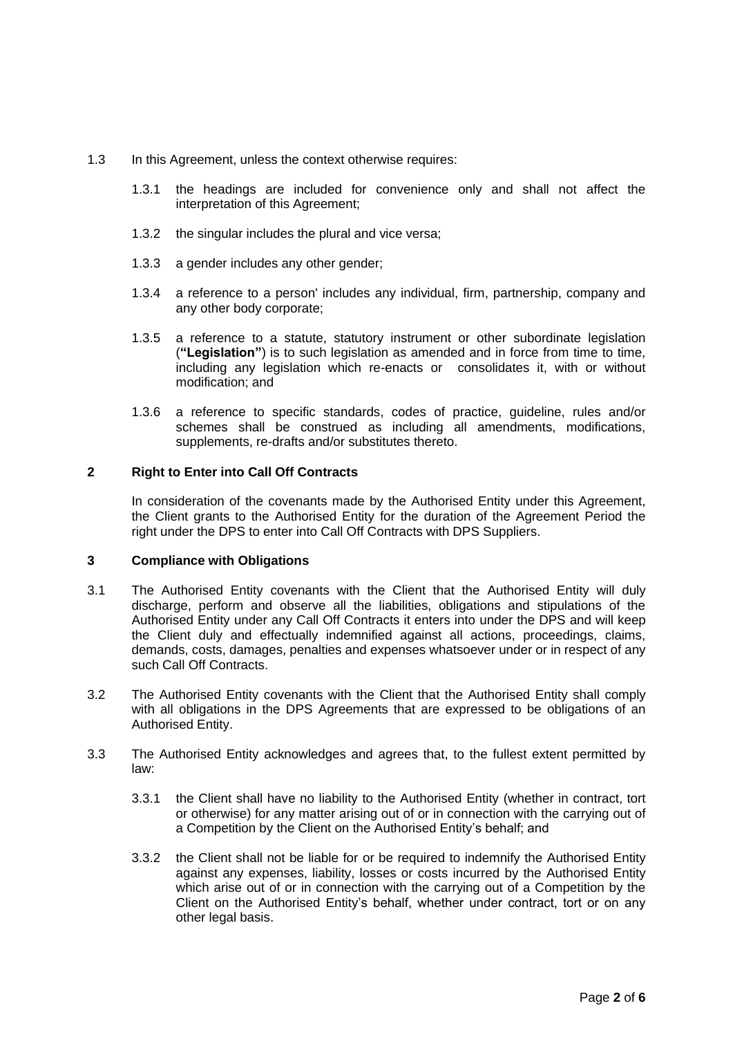1.3 In this Agreement, unless the context otherwise requires:

1.3.1 the headings are included for convenience only and shall not affect the interpretation of this Agreement;

1.3.2 the singular includes the plural and vice versa;

1.3.3 a gender includes any other gender;

1.3.4 a reference to a person' includes any individual, firm, partnership, company and any other body corporate;

1.3.5 a reference to a statute, statutory instrument or other subordinate legislation (**"Legislation"**) is to such legislation as amended and in force from time to time, including any legislation which re-enacts or consolidates it, with or without modification; and

1.3.6 a reference to specific standards, codes of practice, guideline, rules and/or schemes shall be construed as including all amendments, modifications, supplements, re-drafts and/or substitutes thereto.

## 2 Right to Enter into Call Off Contracts

In consideration of the covenants made by the Authorised Entity under this Agreement, the Client grants to the Authorised Entity for the duration of the Agreement Period the right under the DPS to enter into Call Off Contracts with DPS Suppliers.

## 3 Compliance with Obligations

3.1 The Authorised Entity covenants with the Client that the Authorised Entity will duly discharge, perform and observe all the liabilities, obligations and stipulations of the Authorised Entity under any Call Off Contracts it enters into under the DPS and will keep the Client duly and effectually indemnified against all actions, proceedings, claims, demands, costs, damages, penalties and expenses whatsoever under or in respect of any such Call Off Contracts.

3.2 The Authorised Entity covenants with the Client that the Authorised Entity shall comply with all obligations in the DPS Agreements that are expressed to be obligations of an Authorised Entity.

3.3 The Authorised Entity acknowledges and agrees that, to the fullest extent permitted by law:

3.3.1 the Client shall have no liability to the Authorised Entity (whether in contract, tort or otherwise) for any matter arising out of or in connection with the carrying out of a Competition by the Client on the Authorised Entity's behalf; and

3.3.2 the Client shall not be liable for or be required to indemnify the Authorised Entity against any expenses, liability, losses or costs incurred by the Authorised Entity which arise out of or in connection with the carrying out of a Competition by the Client on the Authorised Entity's behalf, whether under contract, tort or on any other legal basis.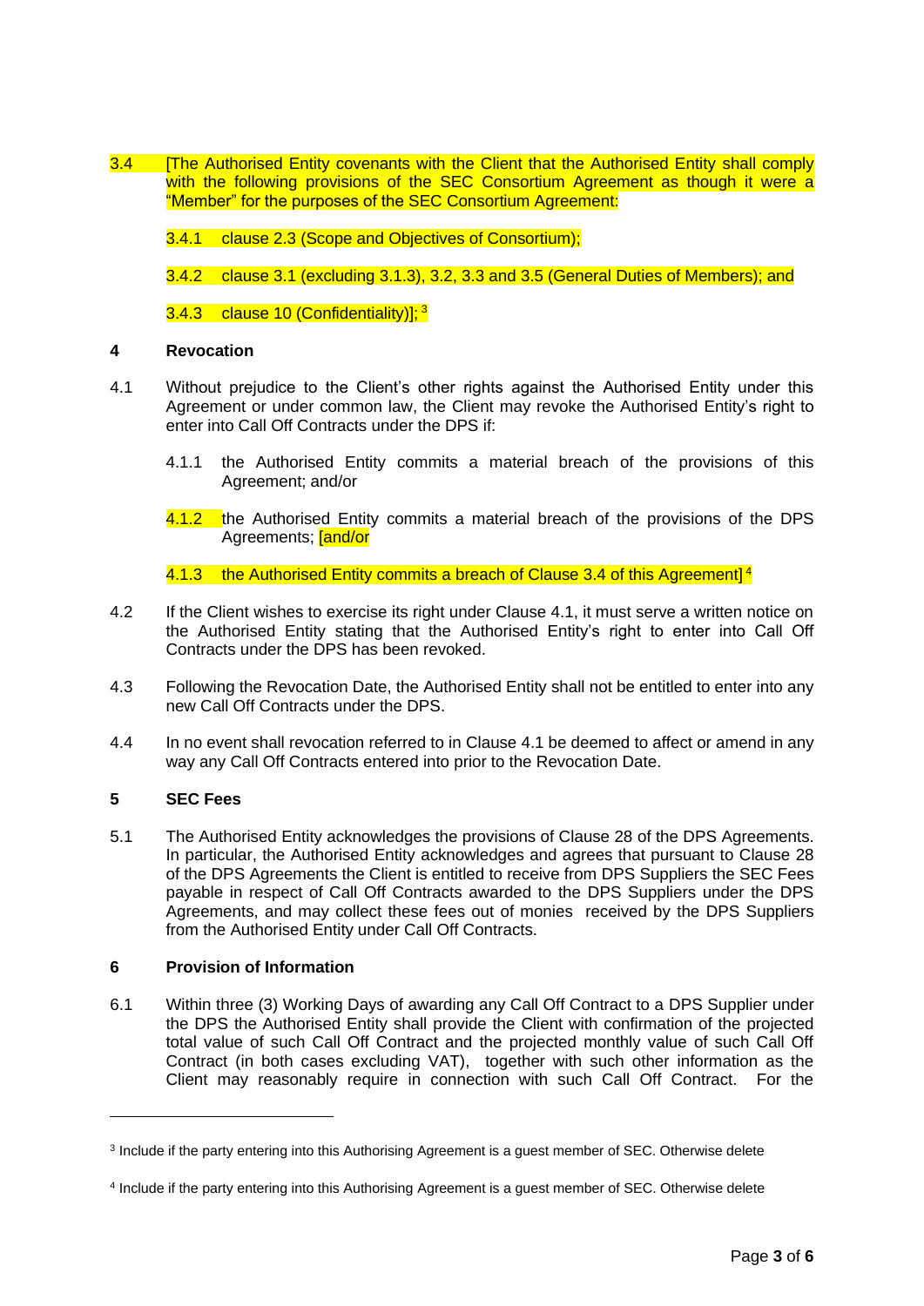3.4 [The Authorised Entity covenants with the Client that the Authorised Entity shall comply with the following provisions of the SEC Consortium Agreement as though it were a "Member" for the purposes of the SEC Consortium Agreement:

3.4.1 clause 2.3 (Scope and Objectives of Consortium);

3.4.2 clause 3.1 (excluding 3.1.3), 3.2, 3.3 and 3.5 (General Duties of Members); and

3.4.3 clause 10 (Confidentiality)]; [3]

## 4 Revocation

4.1 Without prejudice to the Client's other rights against the Authorised Entity under this Agreement or under common law, the Client may revoke the Authorised Entity's right to enter into Call Off Contracts under the DPS if:

4.1.1 the Authorised Entity commits a material breach of the provisions of this Agreement; and/or

4.1.2 the Authorised Entity commits a material breach of the provisions of the DPS Agreements; [and/or

4.1.3 the Authorised Entity commits a breach of Clause 3.4 of this Agreement] [4]

4.2 If the Client wishes to exercise its right under Clause 4.1, it must serve a written notice on the Authorised Entity stating that the Authorised Entity's right to enter into Call Off Contracts under the DPS has been revoked.

4.3 Following the Revocation Date, the Authorised Entity shall not be entitled to enter into any new Call Off Contracts under the DPS.

4.4 In no event shall revocation referred to in Clause 4.1 be deemed to affect or amend in any way any Call Off Contracts entered into prior to the Revocation Date.

## 5 SEC Fees

5.1 The Authorised Entity acknowledges the provisions of Clause 28 of the DPS Agreements. In particular, the Authorised Entity acknowledges and agrees that pursuant to Clause 28 of the DPS Agreements the Client is entitled to receive from DPS Suppliers the SEC Fees payable in respect of Call Off Contracts awarded to the DPS Suppliers under the DPS Agreements, and may collect these fees out of monies received by the DPS Suppliers from the Authorised Entity under Call Off Contracts.

## 6 Provision of Information

6.1 Within three (3) Working Days of awarding any Call Off Contract to a DPS Supplier under the DPS the Authorised Entity shall provide the Client with confirmation of the projected total value of such Call Off Contract and the projected monthly value of such Call Off Contract (in both cases excluding VAT), together with such other information as the Client may reasonably require in connection with such Call Off Contract. For the

---

[3] Include if the party entering into this Authorising Agreement is a guest member of SEC. Otherwise delete

[4] Include if the party entering into this Authorising Agreement is a guest member of SEC. Otherwise delete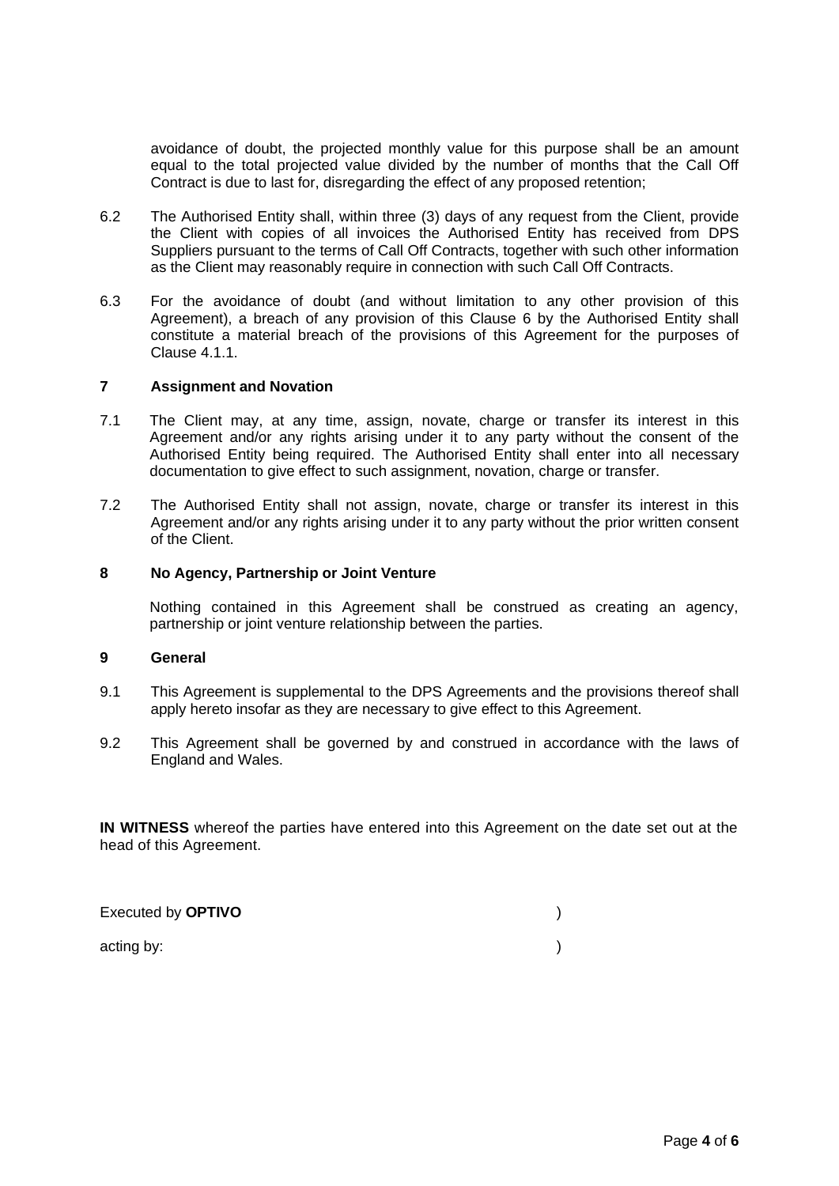avoidance of doubt, the projected monthly value for this purpose shall be an amount equal to the total projected value divided by the number of months that the Call Off Contract is due to last for, disregarding the effect of any proposed retention;

6.2 The Authorised Entity shall, within three (3) days of any request from the Client, provide the Client with copies of all invoices the Authorised Entity has received from DPS Suppliers pursuant to the terms of Call Off Contracts, together with such other information as the Client may reasonably require in connection with such Call Off Contracts.

6.3 For the avoidance of doubt (and without limitation to any other provision of this Agreement), a breach of any provision of this Clause 6 by the Authorised Entity shall constitute a material breach of the provisions of this Agreement for the purposes of Clause 4.1.1.

## 7 Assignment and Novation

7.1 The Client may, at any time, assign, novate, charge or transfer its interest in this Agreement and/or any rights arising under it to any party without the consent of the Authorised Entity being required. The Authorised Entity shall enter into all necessary documentation to give effect to such assignment, novation, charge or transfer.

7.2 The Authorised Entity shall not assign, novate, charge or transfer its interest in this Agreement and/or any rights arising under it to any party without the prior written consent of the Client.

## 8 No Agency, Partnership or Joint Venture

Nothing contained in this Agreement shall be construed as creating an agency, partnership or joint venture relationship between the parties.

## 9 General

9.1 This Agreement is supplemental to the DPS Agreements and the provisions thereof shall apply hereto insofar as they are necessary to give effect to this Agreement.

9.2 This Agreement shall be governed by and construed in accordance with the laws of England and Wales.

**IN WITNESS** whereof the parties have entered into this Agreement on the date set out at the head of this Agreement.

Executed by **OPTIVO** )

acting by: )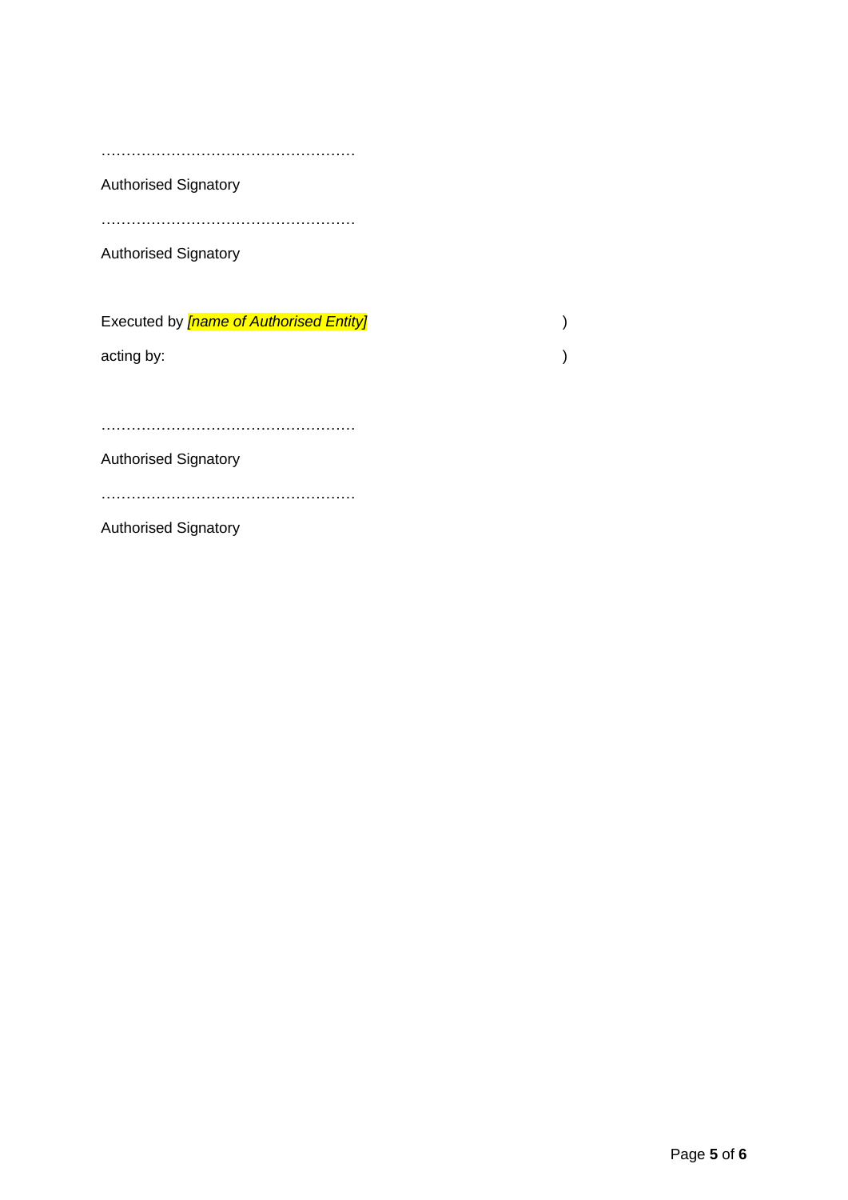……………………………………………

Authorised Signatory

……………………………………………

Authorised Signatory

Executed by *[name of Authorised Entity]* )

acting by: )

……………………………………………

Authorised Signatory

……………………………………………

Authorised Signatory